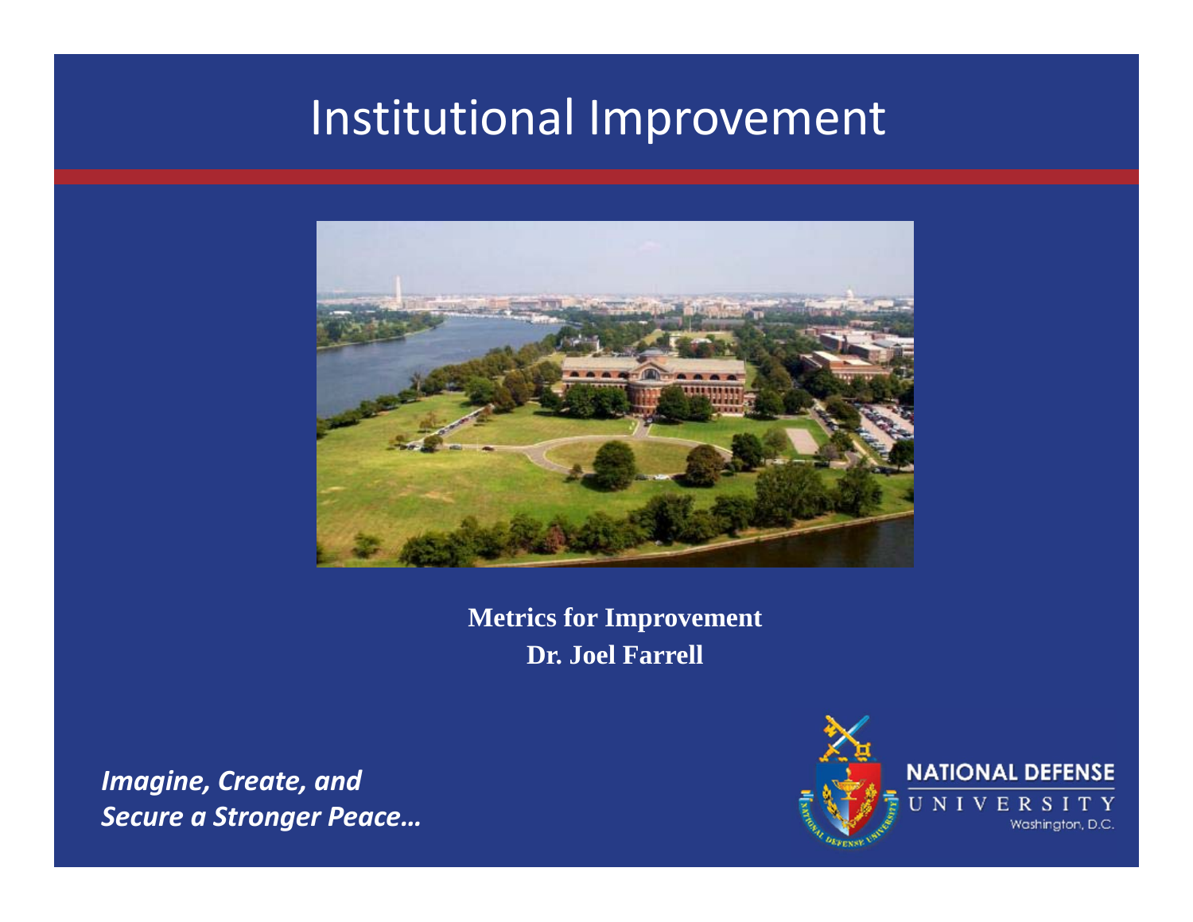# Institutional Improvement

**Metrics for Improvement**
**Dr. Joel Farrell**

***Imagine, Create, and Secure a Stronger Peace…***

NATIONAL DEFENSE UNIVERSITY
Washington, D.C.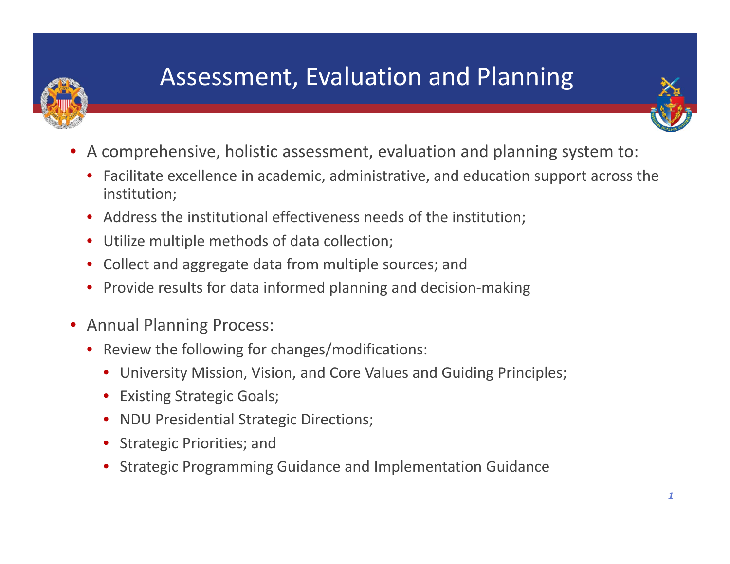# Assessment, Evaluation and Planning

- A comprehensive, holistic assessment, evaluation and planning system to:
  - Facilitate excellence in academic, administrative, and education support across the institution;
  - Address the institutional effectiveness needs of the institution;
  - Utilize multiple methods of data collection;
  - Collect and aggregate data from multiple sources; and
  - Provide results for data informed planning and decision-making
- Annual Planning Process:
  - Review the following for changes/modifications:
    - University Mission, Vision, and Core Values and Guiding Principles;
    - Existing Strategic Goals;
    - NDU Presidential Strategic Directions;
    - Strategic Priorities; and
    - Strategic Programming Guidance and Implementation Guidance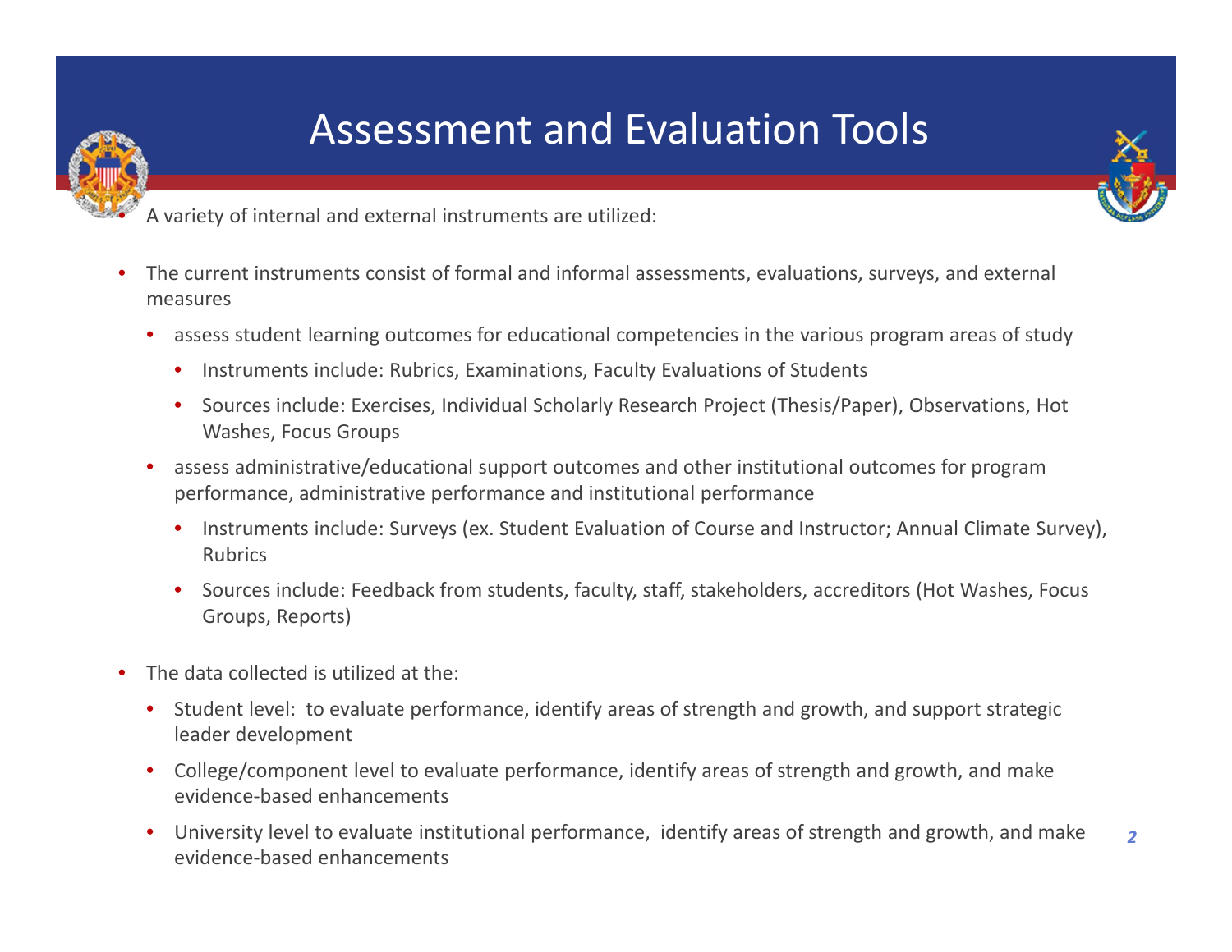# Assessment and Evaluation Tools

- A variety of internal and external instruments are utilized:

- The current instruments consist of formal and informal assessments, evaluations, surveys, and external measures
  - assess student learning outcomes for educational competencies in the various program areas of study
    - Instruments include: Rubrics, Examinations, Faculty Evaluations of Students
    - Sources include: Exercises, Individual Scholarly Research Project (Thesis/Paper), Observations, Hot Washes, Focus Groups
  - assess administrative/educational support outcomes and other institutional outcomes for program performance, administrative performance and institutional performance
    - Instruments include: Surveys (ex. Student Evaluation of Course and Instructor; Annual Climate Survey), Rubrics
    - Sources include: Feedback from students, faculty, staff, stakeholders, accreditors (Hot Washes, Focus Groups, Reports)

- The data collected is utilized at the:
  - Student level: to evaluate performance, identify areas of strength and growth, and support strategic leader development
  - College/component level to evaluate performance, identify areas of strength and growth, and make evidence-based enhancements
  - University level to evaluate institutional performance, identify areas of strength and growth, and make evidence-based enhancements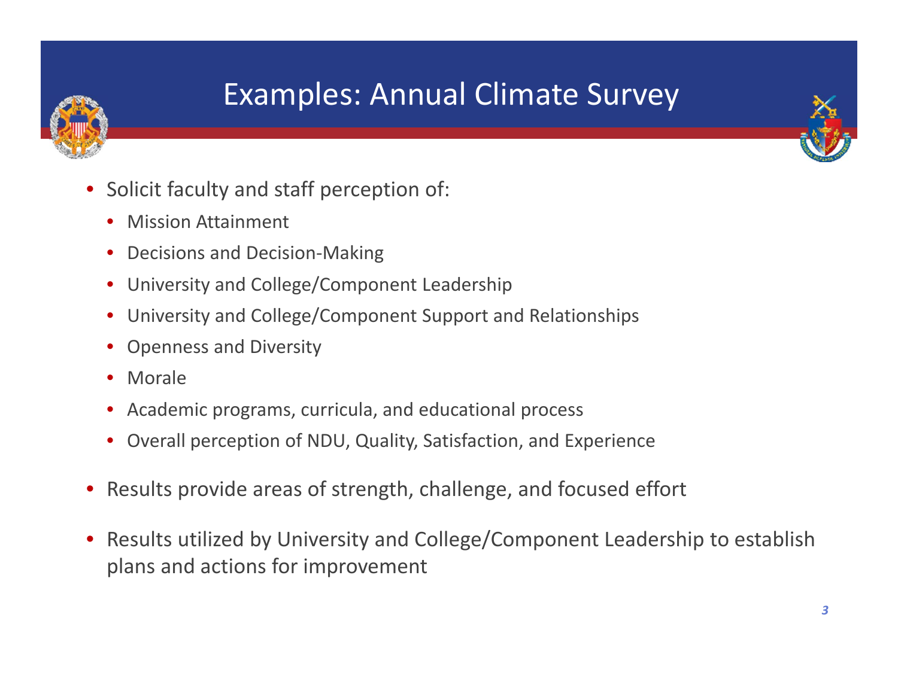# Examples: Annual Climate Survey

- Solicit faculty and staff perception of:
  - Mission Attainment
  - Decisions and Decision-Making
  - University and College/Component Leadership
  - University and College/Component Support and Relationships
  - Openness and Diversity
  - Morale
  - Academic programs, curricula, and educational process
  - Overall perception of NDU, Quality, Satisfaction, and Experience
- Results provide areas of strength, challenge, and focused effort
- Results utilized by University and College/Component Leadership to establish plans and actions for improvement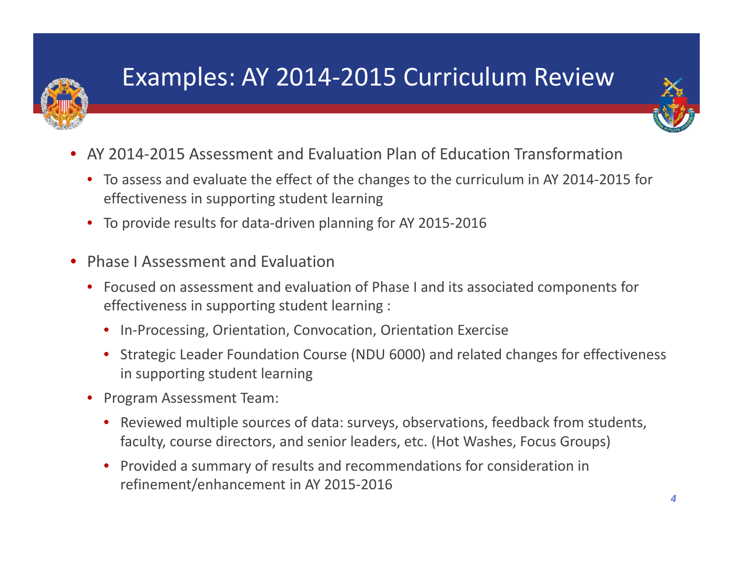# Examples: AY 2014-2015 Curriculum Review

- AY 2014-2015 Assessment and Evaluation Plan of Education Transformation
  - To assess and evaluate the effect of the changes to the curriculum in AY 2014-2015 for effectiveness in supporting student learning
  - To provide results for data-driven planning for AY 2015-2016
- Phase I Assessment and Evaluation
  - Focused on assessment and evaluation of Phase I and its associated components for effectiveness in supporting student learning :
    - In-Processing, Orientation, Convocation, Orientation Exercise
    - Strategic Leader Foundation Course (NDU 6000) and related changes for effectiveness in supporting student learning
  - Program Assessment Team:
    - Reviewed multiple sources of data: surveys, observations, feedback from students, faculty, course directors, and senior leaders, etc. (Hot Washes, Focus Groups)
    - Provided a summary of results and recommendations for consideration in refinement/enhancement in AY 2015-2016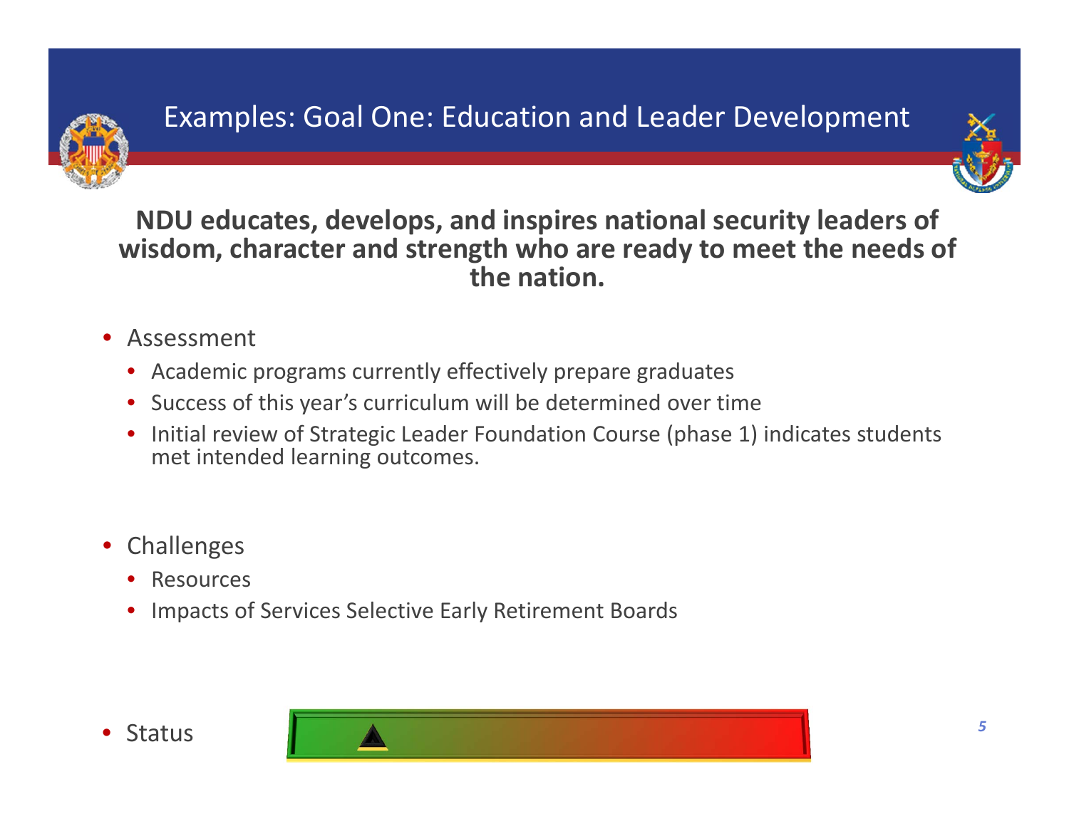# Examples: Goal One: Education and Leader Development

**NDU educates, develops, and inspires national security leaders of wisdom, character and strength who are ready to meet the needs of the nation.**

- Assessment
  - Academic programs currently effectively prepare graduates
  - Success of this year's curriculum will be determined over time
  - Initial review of Strategic Leader Foundation Course (phase 1) indicates students met intended learning outcomes.
- Challenges
  - Resources
  - Impacts of Services Selective Early Retirement Boards
- Status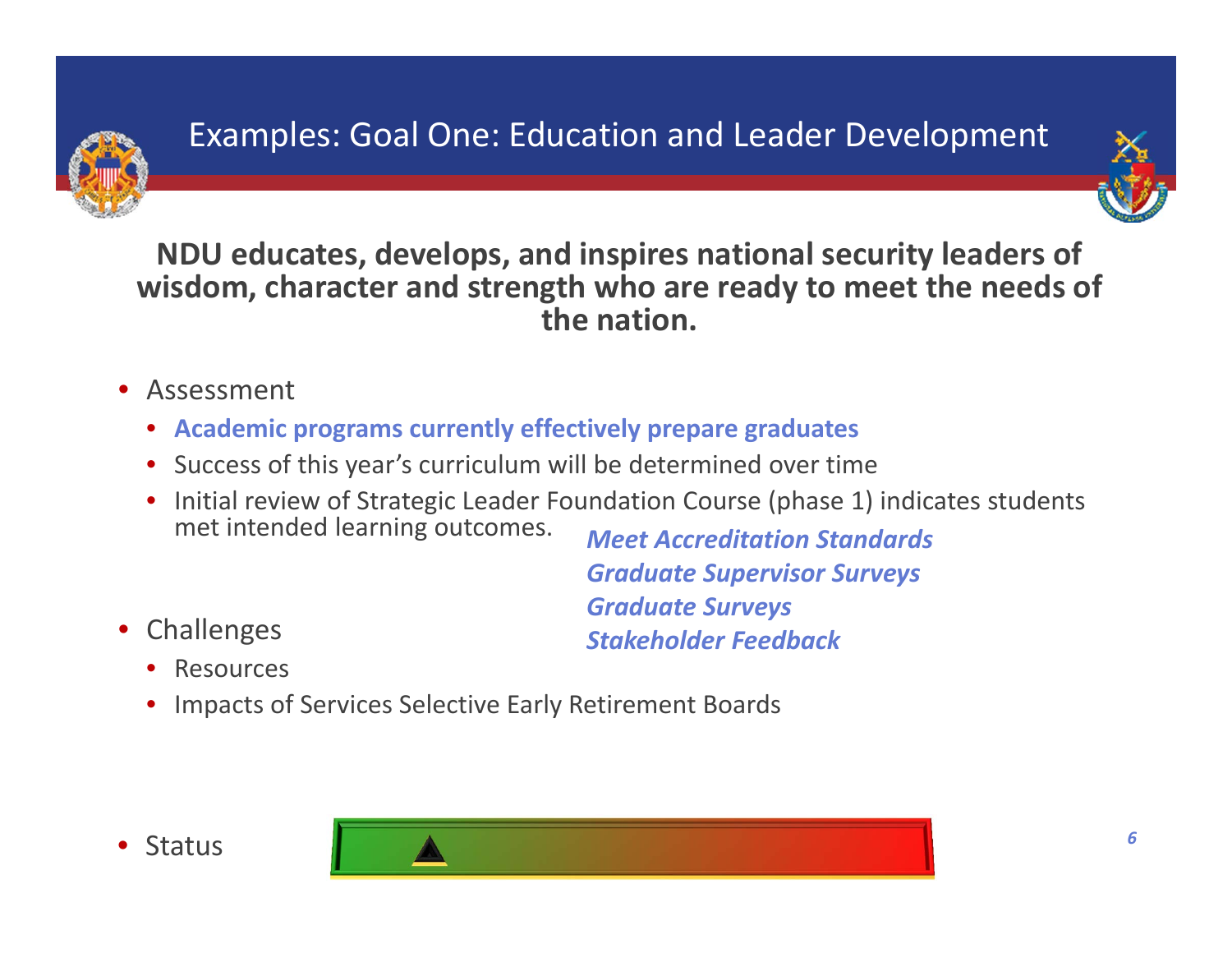# Examples: Goal One: Education and Leader Development

**NDU educates, develops, and inspires national security leaders of wisdom, character and strength who are ready to meet the needs of the nation.**

- Assessment
  - **Academic programs currently effectively prepare graduates**
  - Success of this year's curriculum will be determined over time
  - Initial review of Strategic Leader Foundation Course (phase 1) indicates students met intended learning outcomes.

***Meet Accreditation Standards***
***Graduate Supervisor Surveys***
***Graduate Surveys***
***Stakeholder Feedback***

- Challenges
  - Resources
  - Impacts of Services Selective Early Retirement Boards

- Status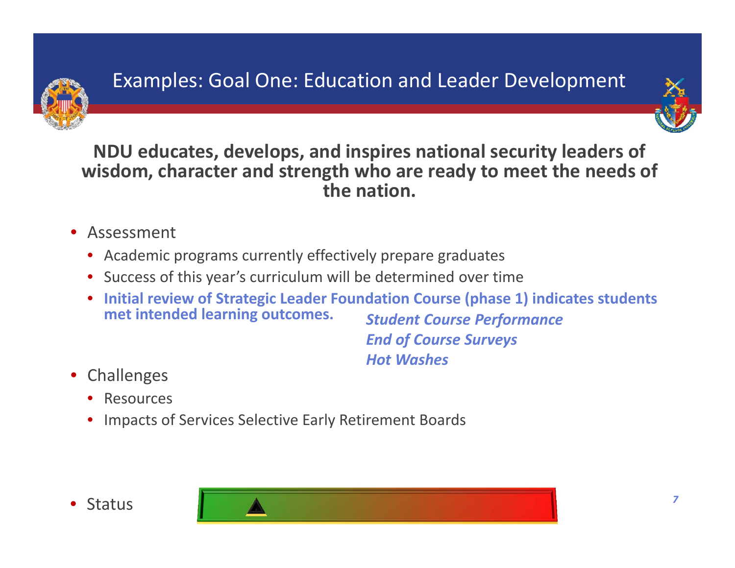# Examples: Goal One: Education and Leader Development

**NDU educates, develops, and inspires national security leaders of wisdom, character and strength who are ready to meet the needs of the nation.**

- Assessment
  - Academic programs currently effectively prepare graduates
  - Success of this year's curriculum will be determined over time
  - **Initial review of Strategic Leader Foundation Course (phase 1) indicates students met intended learning outcomes.**

    ***Student Course Performance***

    ***End of Course Surveys***

    ***Hot Washes***
- Challenges
  - Resources
  - Impacts of Services Selective Early Retirement Boards
- Status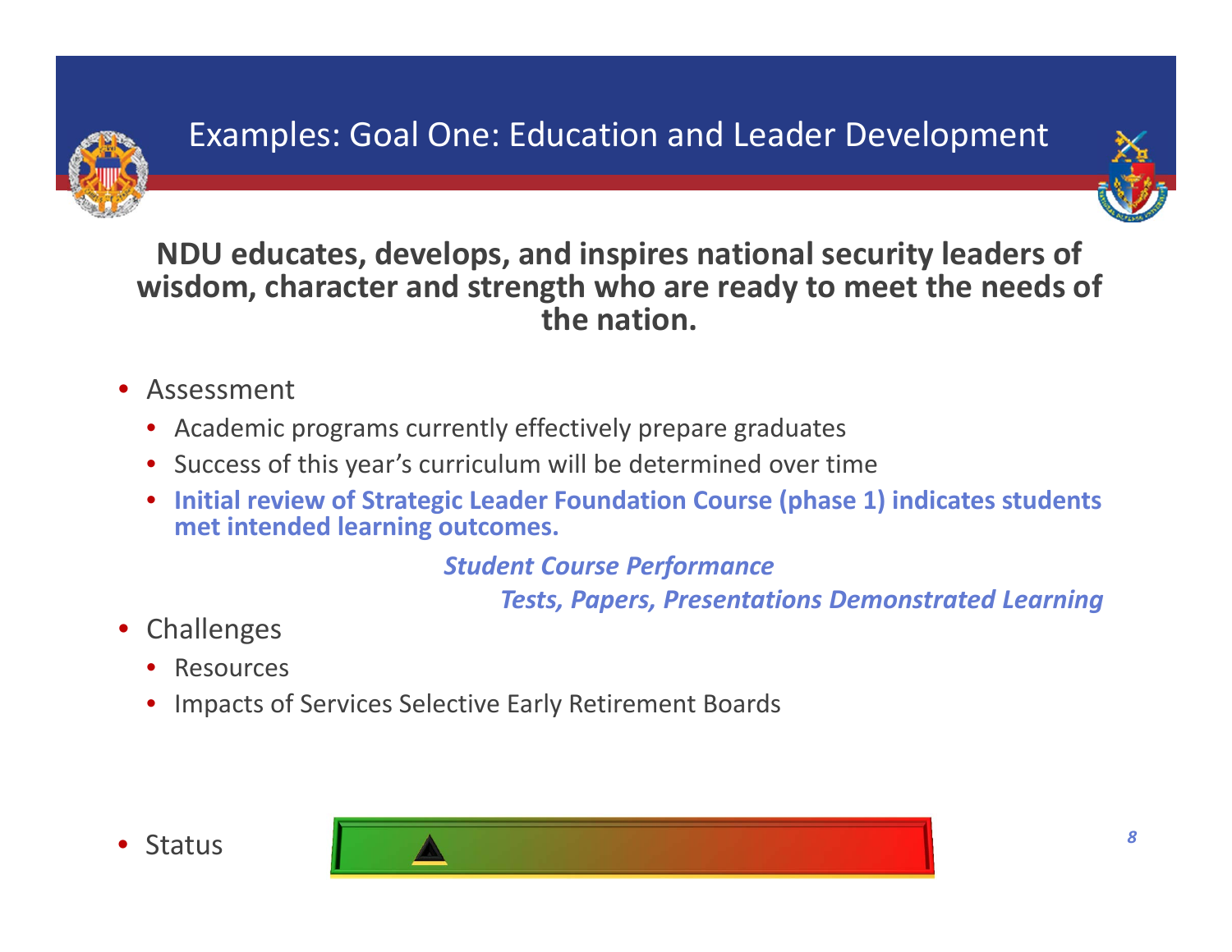# Examples: Goal One: Education and Leader Development

**NDU educates, develops, and inspires national security leaders of wisdom, character and strength who are ready to meet the needs of the nation.**

- Assessment
  - Academic programs currently effectively prepare graduates
  - Success of this year's curriculum will be determined over time
  - **Initial review of Strategic Leader Foundation Course (phase 1) indicates students met intended learning outcomes.**

***Student Course Performance***

***Tests, Papers, Presentations Demonstrated Learning***

- Challenges
  - Resources
  - Impacts of Services Selective Early Retirement Boards

- Status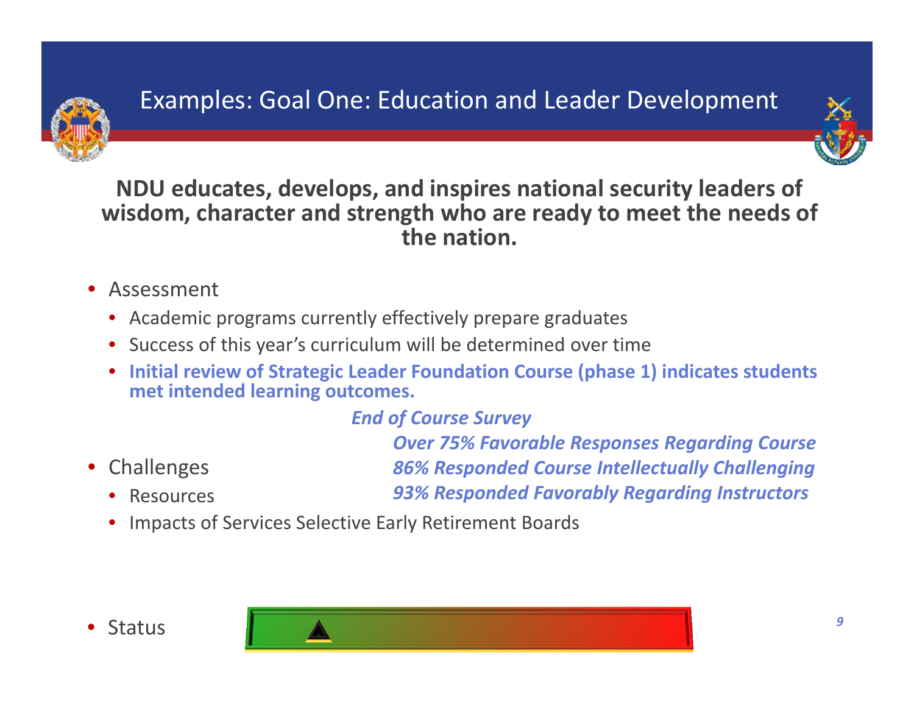# Examples: Goal One: Education and Leader Development

**NDU educates, develops, and inspires national security leaders of wisdom, character and strength who are ready to meet the needs of the nation.**

- Assessment
  - Academic programs currently effectively prepare graduates
  - Success of this year's curriculum will be determined over time
  - **Initial review of Strategic Leader Foundation Course (phase 1) indicates students met intended learning outcomes.**

***End of Course Survey***

***Over 75% Favorable Responses Regarding Course***

***86% Responded Course Intellectually Challenging***

***93% Responded Favorably Regarding Instructors***

- Challenges
  - Resources
  - Impacts of Services Selective Early Retirement Boards

- Status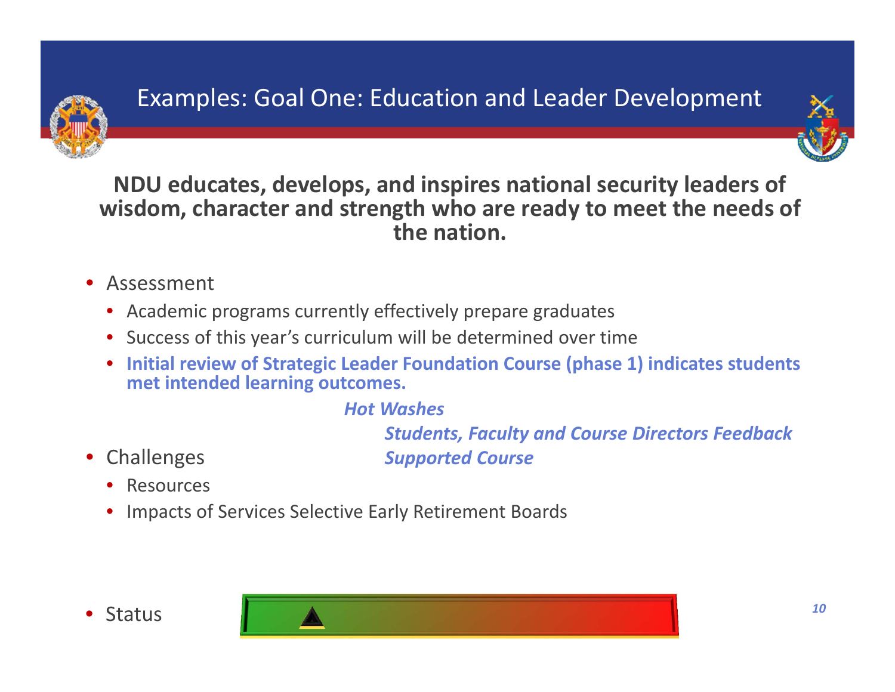# Examples: Goal One: Education and Leader Development

**NDU educates, develops, and inspires national security leaders of wisdom, character and strength who are ready to meet the needs of the nation.**

- Assessment
  - Academic programs currently effectively prepare graduates
  - Success of this year's curriculum will be determined over time
  - **Initial review of Strategic Leader Foundation Course (phase 1) indicates students met intended learning outcomes.**

***Hot Washes***

***Students, Faculty and Course Directors Feedback***

***Supported Course***

- Challenges
  - Resources
  - Impacts of Services Selective Early Retirement Boards

- Status